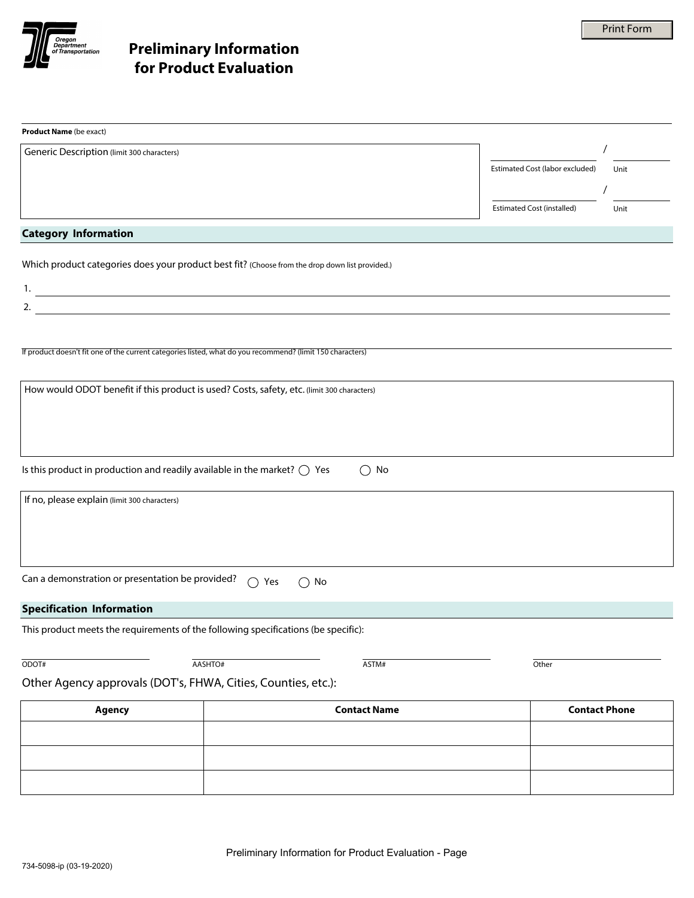Oregon Department of Transportation

# Preliminary Information for Product Evaluation

Print Form

**Product Name** (be exact)

Generic Description (limit 300 characters)

Estimated Cost (labor excluded) / Unit

Estimated Cost (installed) / Unit

## Category Information

Which product categories does your product best fit? (Choose from the drop down list provided.)

1.

2.

If product doesn't fit one of the current categories listed, what do you recommend? (limit 150 characters)

How would ODOT benefit if this product is used? Costs, safety, etc. (limit 300 characters)

Is this product in production and readily available in the market? ◯ Yes ◯ No

If no, please explain (limit 300 characters)

Can a demonstration or presentation be provided? ◯ Yes ◯ No

## Specification Information

This product meets the requirements of the following specifications (be specific):

ODOT# AASHTO# ASTM# Other

Other Agency approvals (DOT's, FHWA, Cities, Counties, etc.):

| Agency | Contact Name | Contact Phone |
|---|---|---|
| | | |
| | | |
| | | |

734-5098-ip (03-19-2020)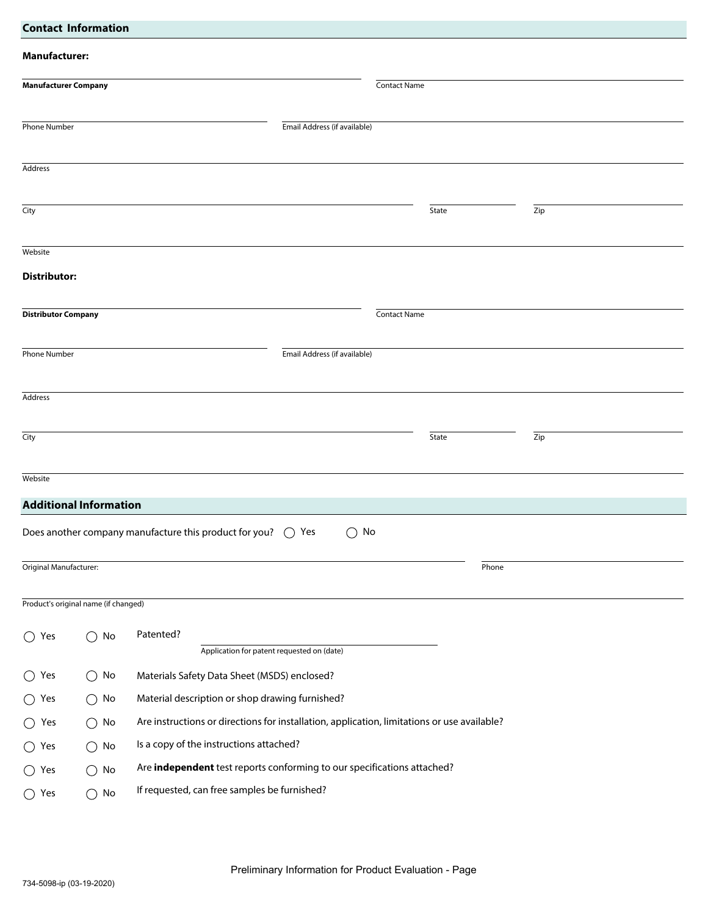## Contact Information

### Manufacturer:

**Manufacturer Company** ______________________ Contact Name ______________________

Phone Number ______________________ Email Address (if available) ______________________

Address ______________________

City ______________________ State __________ Zip __________

Website ______________________

### Distributor:

**Distributor Company** ______________________ Contact Name ______________________

Phone Number ______________________ Email Address (if available) ______________________

Address ______________________

City ______________________ State __________ Zip __________

Website ______________________

## Additional Information

Does another company manufacture this product for you? ◯ Yes ◯ No

Original Manufacturer: ______________________ Phone ______________________

Product's original name (if changed) ______________________

◯ Yes ◯ No Patented? ______________________
Application for patent requested on (date)

◯ Yes ◯ No Materials Safety Data Sheet (MSDS) enclosed?

◯ Yes ◯ No Material description or shop drawing furnished?

◯ Yes ◯ No Are instructions or directions for installation, application, limitations or use available?

◯ Yes ◯ No Is a copy of the instructions attached?

◯ Yes ◯ No Are **independent** test reports conforming to our specifications attached?

◯ Yes ◯ No If requested, can free samples be furnished?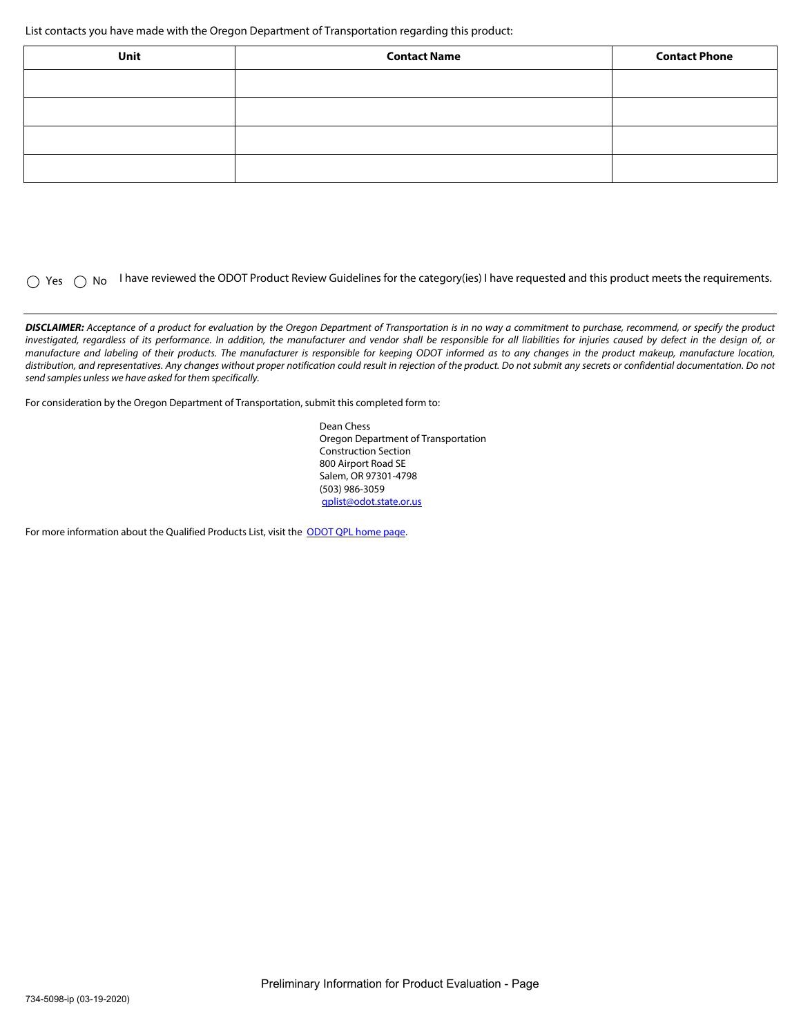List contacts you have made with the Oregon Department of Transportation regarding this product:

| Unit | Contact Name | Contact Phone |
| --- | --- | --- |
| | | |
| | | |
| | | |
| | | |

◯ Yes ◯ No I have reviewed the ODOT Product Review Guidelines for the category(ies) I have requested and this product meets the requirements.

***DISCLAIMER:*** *Acceptance of a product for evaluation by the Oregon Department of Transportation is in no way a commitment to purchase, recommend, or specify the product investigated, regardless of its performance. In addition, the manufacturer and vendor shall be responsible for all liabilities for injuries caused by defect in the design of, or manufacture and labeling of their products. The manufacturer is responsible for keeping ODOT informed as to any changes in the product makeup, manufacture location, distribution, and representatives. Any changes without proper notification could result in rejection of the product. Do not submit any secrets or confidential documentation. Do not send samples unless we have asked for them specifically.*

For consideration by the Oregon Department of Transportation, submit this completed form to:

Dean Chess
Oregon Department of Transportation
Construction Section
800 Airport Road SE
Salem, OR 97301-4798
(503) 986-3059
qplist@odot.state.or.us

For more information about the Qualified Products List, visit the ODOT QPL home page.

Preliminary Information for Product Evaluation - Page

734-5098-ip (03-19-2020)